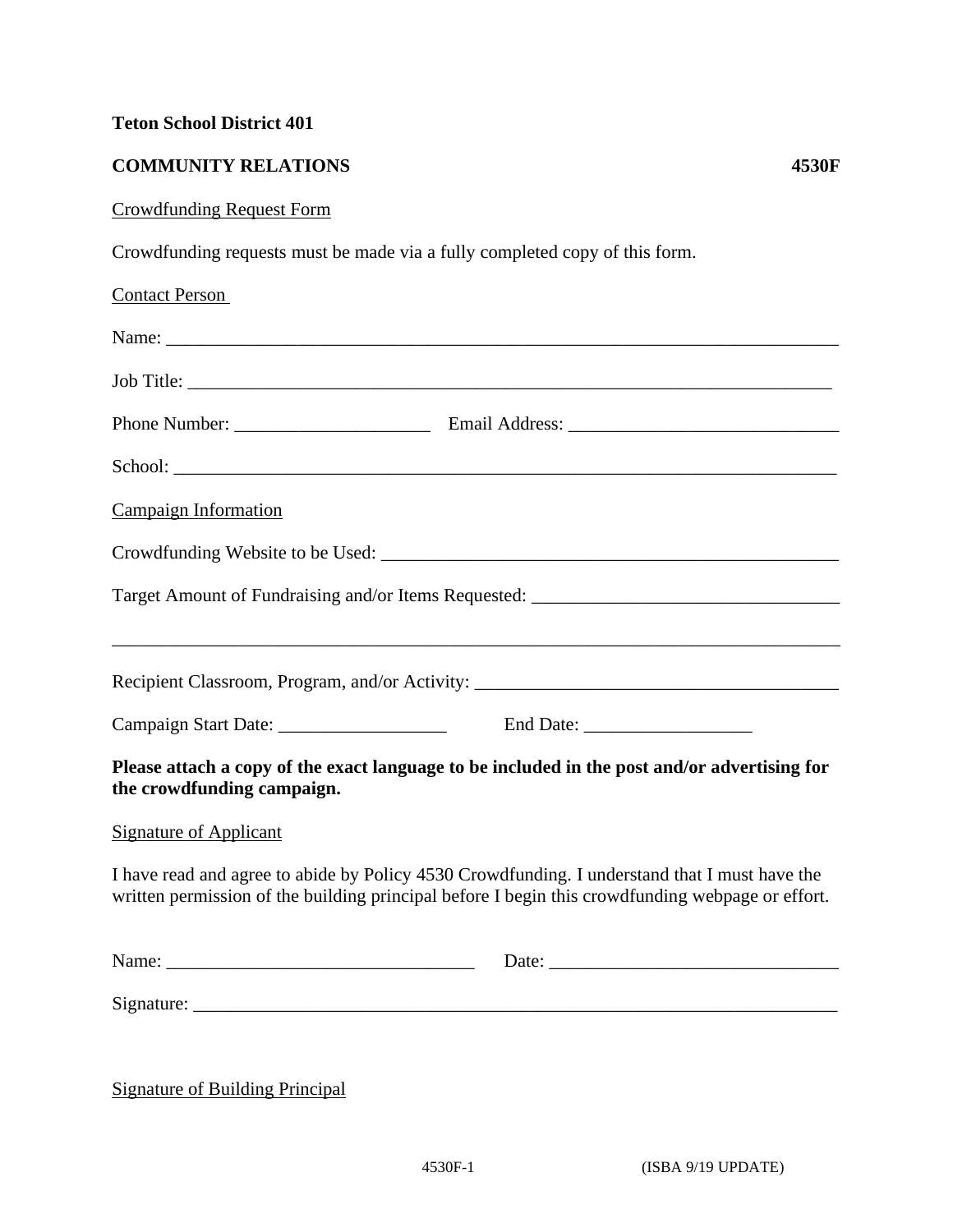**Teton School District 401**

**COMMUNITY RELATIONS** **4530F**

Crowdfunding Request Form

Crowdfunding requests must be made via a fully completed copy of this form.

Contact Person

Name: ___________________________________________________________________________

Job Title: ________________________________________________________________________

Phone Number: _____________________ Email Address: _____________________________

School: __________________________________________________________________________

Campaign Information

Crowdfunding Website to be Used: ___________________________________________________

Target Amount of Fundraising and/or Items Requested: ________________________________

___________________________________________________________________________________

Recipient Classroom, Program, and/or Activity: _______________________________________

Campaign Start Date: __________________ End Date: __________________

**Please attach a copy of the exact language to be included in the post and/or advertising for the crowdfunding campaign.**

Signature of Applicant

I have read and agree to abide by Policy 4530 Crowdfunding. I understand that I must have the written permission of the building principal before I begin this crowdfunding webpage or effort.

Name: _________________________________ Date: _______________________________

Signature: ________________________________________________________________________

Signature of Building Principal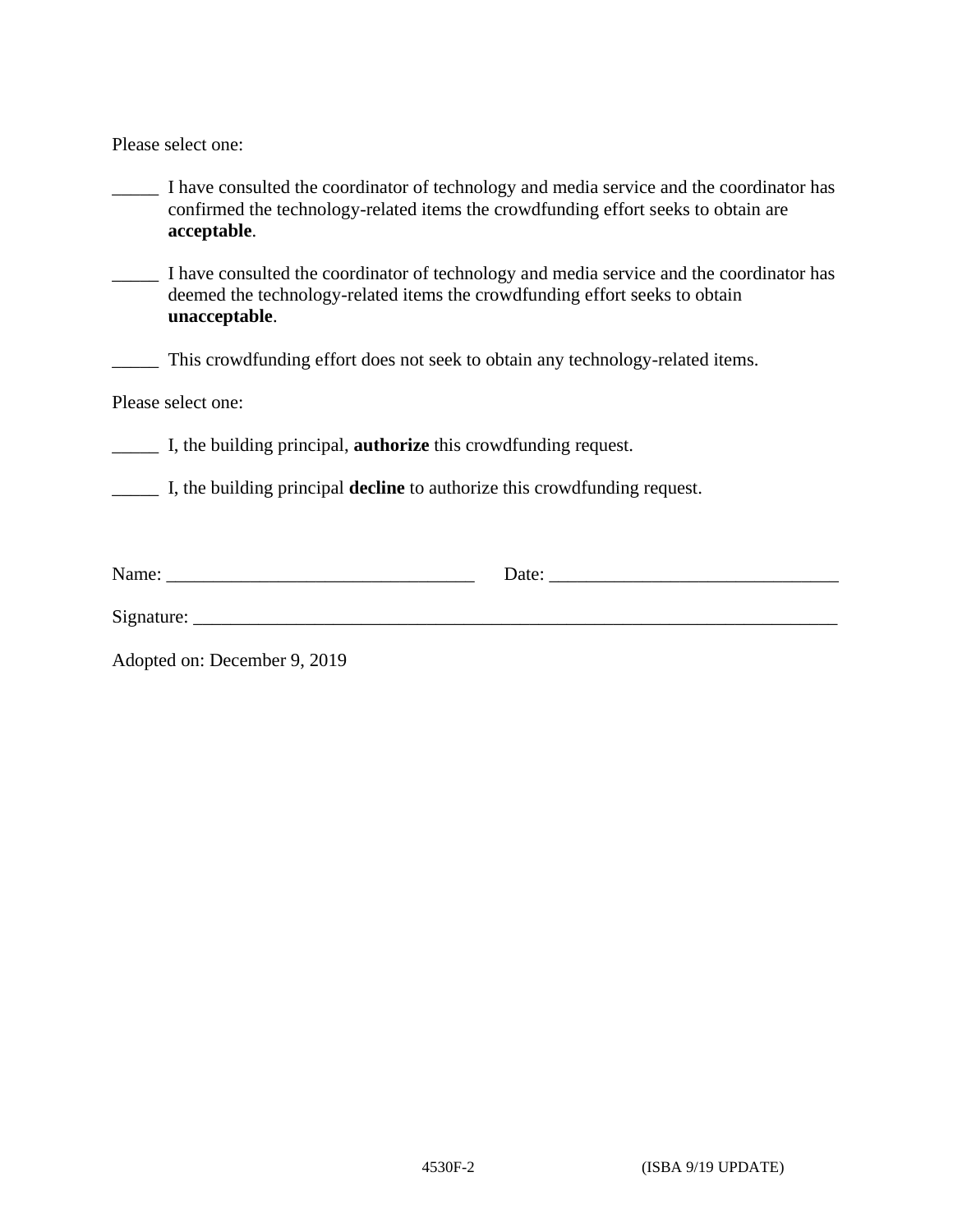Please select one:

_____ I have consulted the coordinator of technology and media service and the coordinator has confirmed the technology-related items the crowdfunding effort seeks to obtain are **acceptable**.

_____ I have consulted the coordinator of technology and media service and the coordinator has deemed the technology-related items the crowdfunding effort seeks to obtain **unacceptable**.

_____ This crowdfunding effort does not seek to obtain any technology-related items.

Please select one:

_____ I, the building principal, **authorize** this crowdfunding request.

_____ I, the building principal **decline** to authorize this crowdfunding request.

Name: _________________________________ Date: _______________________________

Signature: _______________________________________________________________________

Adopted on: December 9, 2019

4530F-2 (ISBA 9/19 UPDATE)